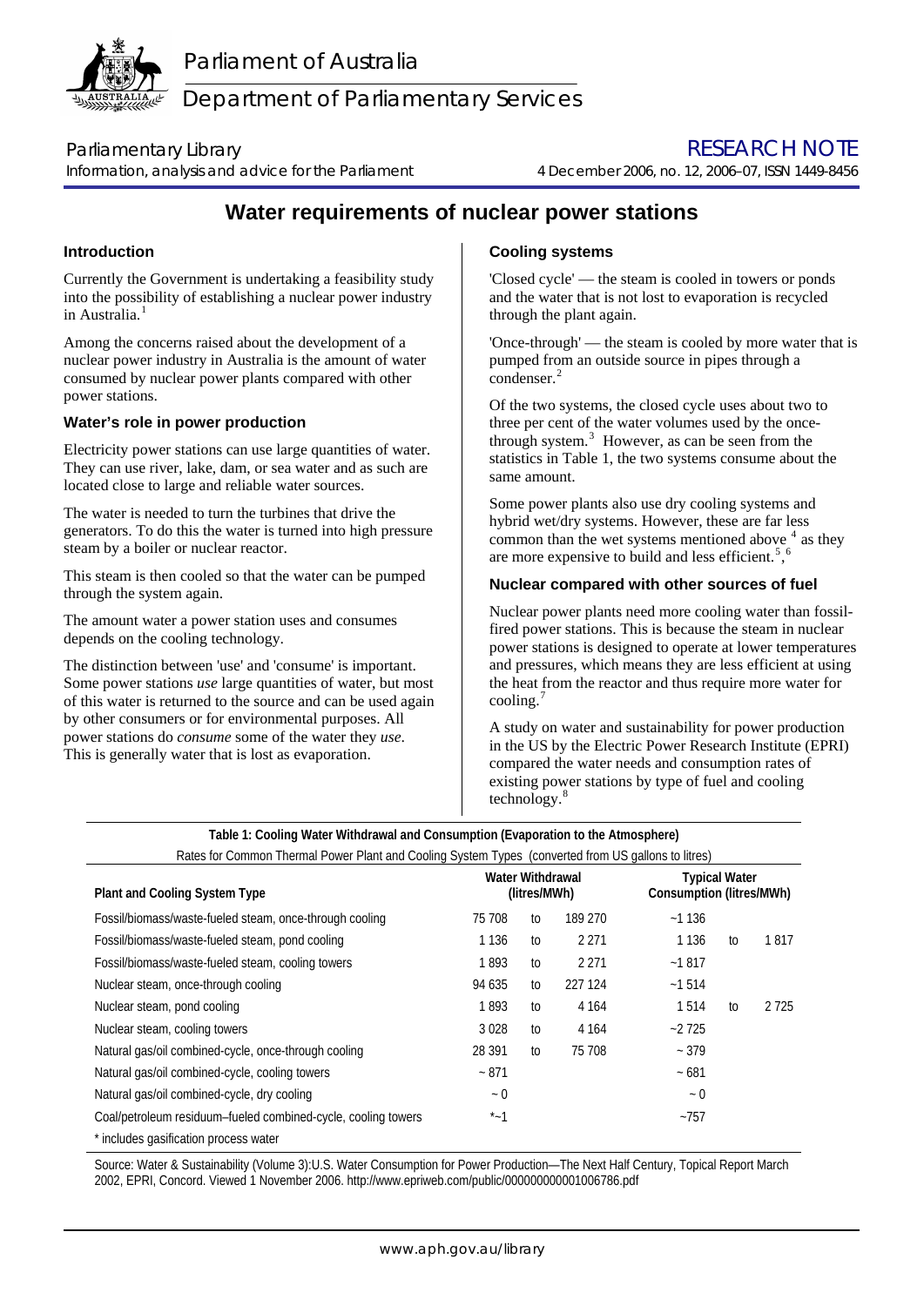Parliament of Australia

Department of Parliamentary Services

Parliamentary Library

Information, analysis and advice for the Parliament

RESEARCH NOTE

4 December 2006, no. 12, 2006–07, ISSN 1449-8456

# Water requirements of nuclear power stations

## Introduction

Currently the Government is undertaking a feasibility study into the possibility of establishing a nuclear power industry in Australia.[1]

Among the concerns raised about the development of a nuclear power industry in Australia is the amount of water consumed by nuclear power plants compared with other power stations.

## Water's role in power production

Electricity power stations can use large quantities of water. They can use river, lake, dam, or sea water and as such are located close to large and reliable water sources.

The water is needed to turn the turbines that drive the generators. To do this the water is turned into high pressure steam by a boiler or nuclear reactor.

This steam is then cooled so that the water can be pumped through the system again.

The amount water a power station uses and consumes depends on the cooling technology.

The distinction between 'use' and 'consume' is important. Some power stations *use* large quantities of water, but most of this water is returned to the source and can be used again by other consumers or for environmental purposes. All power stations do *consume* some of the water they *use*. This is generally water that is lost as evaporation.

## Cooling systems

'Closed cycle' — the steam is cooled in towers or ponds and the water that is not lost to evaporation is recycled through the plant again.

'Once-through' — the steam is cooled by more water that is pumped from an outside source in pipes through a condenser.[2]

Of the two systems, the closed cycle uses about two to three per cent of the water volumes used by the once-through system.[3] However, as can be seen from the statistics in Table 1, the two systems consume about the same amount.

Some power plants also use dry cooling systems and hybrid wet/dry systems. However, these are far less common than the wet systems mentioned above [4] as they are more expensive to build and less efficient.[5],[6]

## Nuclear compared with other sources of fuel

Nuclear power plants need more cooling water than fossil-fired power stations. This is because the steam in nuclear power stations is designed to operate at lower temperatures and pressures, which means they are less efficient at using the heat from the reactor and thus require more water for cooling.[7]

A study on water and sustainability for power production in the US by the Electric Power Research Institute (EPRI) compared the water needs and consumption rates of existing power stations by type of fuel and cooling technology.[8]

**Table 1: Cooling Water Withdrawal and Consumption (Evaporation to the Atmosphere)**

Rates for Common Thermal Power Plant and Cooling System Types (converted from US gallons to litres)

| Plant and Cooling System Type | Water Withdrawal (litres/MWh) | | | Typical Water Consumption (litres/MWh) | | |
|---|---|---|---|---|---|---|
| Fossil/biomass/waste-fueled steam, once-through cooling | 75 708 | to | 189 270 | ~1 136 | | |
| Fossil/biomass/waste-fueled steam, pond cooling | 1 136 | to | 2 271 | 1 136 | to | 1 817 |
| Fossil/biomass/waste-fueled steam, cooling towers | 1 893 | to | 2 271 | ~1 817 | | |
| Nuclear steam, once-through cooling | 94 635 | to | 227 124 | ~1 514 | | |
| Nuclear steam, pond cooling | 1 893 | to | 4 164 | 1 514 | to | 2 725 |
| Nuclear steam, cooling towers | 3 028 | to | 4 164 | ~2 725 | | |
| Natural gas/oil combined-cycle, once-through cooling | 28 391 | to | 75 708 | ~ 379 | | |
| Natural gas/oil combined-cycle, cooling towers | ~ 871 | | | ~ 681 | | |
| Natural gas/oil combined-cycle, dry cooling | ~ 0 | | | ~ 0 | | |
| Coal/petroleum residuum–fueled combined-cycle, cooling towers | *~1 | | | ~757 | | |

\* includes gasification process water

Source: Water & Sustainability (Volume 3):U.S. Water Consumption for Power Production—The Next Half Century, Topical Report March 2002, EPRI, Concord. Viewed 1 November 2006. http://www.epriweb.com/public/000000000001006786.pdf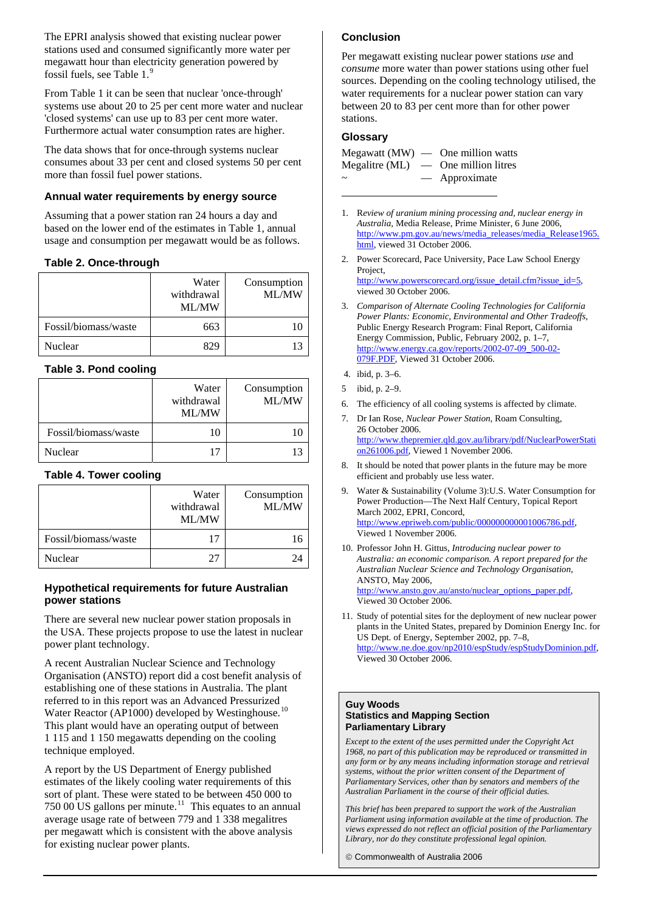The EPRI analysis showed that existing nuclear power stations used and consumed significantly more water per megawatt hour than electricity generation powered by fossil fuels, see Table 1.[9]

From Table 1 it can be seen that nuclear 'once-through' systems use about 20 to 25 per cent more water and nuclear 'closed systems' can use up to 83 per cent more water. Furthermore actual water consumption rates are higher.

The data shows that for once-through systems nuclear consumes about 33 per cent and closed systems 50 per cent more than fossil fuel power stations.

### Annual water requirements by energy source

Assuming that a power station ran 24 hours a day and based on the lower end of the estimates in Table 1, annual usage and consumption per megawatt would be as follows.

**Table 2. Once-through**

| | Water withdrawal ML/MW | Consumption ML/MW |
|---|---|---|
| Fossil/biomass/waste | 663 | 10 |
| Nuclear | 829 | 13 |

**Table 3. Pond cooling**

| | Water withdrawal ML/MW | Consumption ML/MW |
|---|---|---|
| Fossil/biomass/waste | 10 | 10 |
| Nuclear | 17 | 13 |

**Table 4. Tower cooling**

| | Water withdrawal ML/MW | Consumption ML/MW |
|---|---|---|
| Fossil/biomass/waste | 17 | 16 |
| Nuclear | 27 | 24 |

### Hypothetical requirements for future Australian power stations

There are several new nuclear power station proposals in the USA. These projects propose to use the latest in nuclear power plant technology.

A recent Australian Nuclear Science and Technology Organisation (ANSTO) report did a cost benefit analysis of establishing one of these stations in Australia. The plant referred to in this report was an Advanced Pressurized Water Reactor (AP1000) developed by Westinghouse.[10] This plant would have an operating output of between 1 115 and 1 150 megawatts depending on the cooling technique employed.

A report by the US Department of Energy published estimates of the likely cooling water requirements of this sort of plant. These were stated to be between 450 000 to 750 00 US gallons per minute.[11] This equates to an annual average usage rate of between 779 and 1 338 megalitres per megawatt which is consistent with the above analysis for existing nuclear power plants.

### Conclusion

Per megawatt existing nuclear power stations *use* and *consume* more water than power stations using other fuel sources. Depending on the cooling technology utilised, the water requirements for a nuclear power station can vary between 20 to 83 per cent more than for other power stations.

### Glossary

Megawatt (MW) — One million watts
Megalitre (ML) — One million litres
~ — Approximate

---

1. R*eview of uranium mining processing and, nuclear energy in Australia*, Media Release, Prime Minister, 6 June 2006, http://www.pm.gov.au/news/media_releases/media_Release1965.html, viewed 31 October 2006.
2. Power Scorecard, Pace University, Pace Law School Energy Project, http://www.powerscorecard.org/issue_detail.cfm?issue_id=5, viewed 30 October 2006.
3. *Comparison of Alternate Cooling Technologies for California Power Plants: Economic, Environmental and Other Tradeoffs*, Public Energy Research Program: Final Report, California Energy Commission, Public, February 2002, p. 1–7, http://www.energy.ca.gov/reports/2002-07-09_500-02-079F.PDF, Viewed 31 October 2006.
4. ibid, p. 3–6.
5. ibid, p. 2–9.
6. The efficiency of all cooling systems is affected by climate.
7. Dr Ian Rose, *Nuclear Power Station*, Roam Consulting, 26 October 2006. http://www.thepremier.qld.gov.au/library/pdf/NuclearPowerStation261006.pdf, Viewed 1 November 2006.
8. It should be noted that power plants in the future may be more efficient and probably use less water.
9. Water & Sustainability (Volume 3):U.S. Water Consumption for Power Production—The Next Half Century, Topical Report March 2002, EPRI, Concord, http://www.epriweb.com/public/000000000001006786.pdf, Viewed 1 November 2006.
10. Professor John H. Gittus, *Introducing nuclear power to Australia: an economic comparison. A report prepared for the Australian Nuclear Science and Technology Organisation*, ANSTO, May 2006, http://www.ansto.gov.au/ansto/nuclear_options_paper.pdf, Viewed 30 October 2006.
11. Study of potential sites for the deployment of new nuclear power plants in the United States, prepared by Dominion Energy Inc. for US Dept. of Energy, September 2002, pp. 7–8, http://www.ne.doe.gov/np2010/espStudy/espStudyDominion.pdf, Viewed 30 October 2006.

**Guy Woods**
**Statistics and Mapping Section**
**Parliamentary Library**

*Except to the extent of the uses permitted under the Copyright Act 1968, no part of this publication may be reproduced or transmitted in any form or by any means including information storage and retrieval systems, without the prior written consent of the Department of Parliamentary Services, other than by senators and members of the Australian Parliament in the course of their official duties.*

*This brief has been prepared to support the work of the Australian Parliament using information available at the time of production. The views expressed do not reflect an official position of the Parliamentary Library, nor do they constitute professional legal opinion.*

© Commonwealth of Australia 2006